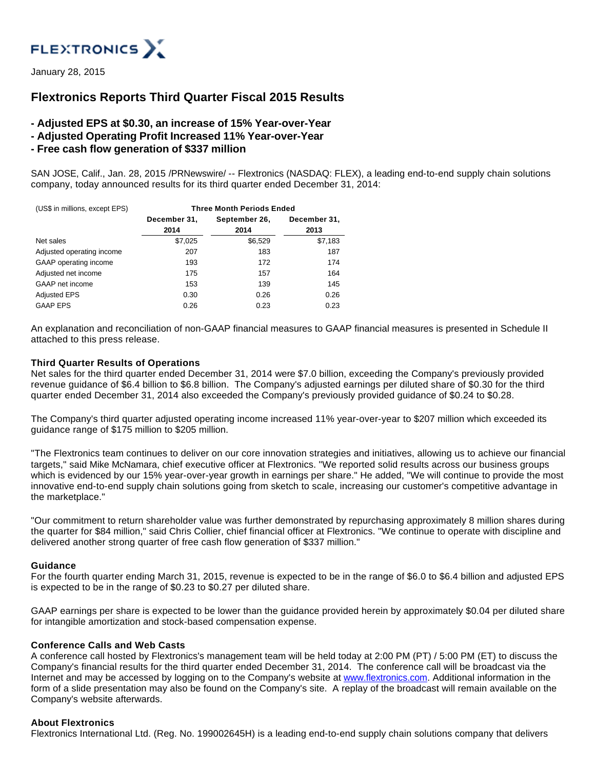January 28, 2015

# Flextronics Reports Third Quarter Fiscal 2015 Results

**- Adjusted EPS at $0.30, an increase of 15% Year-over-Year**
**- Adjusted Operating Profit Increased 11% Year-over-Year**
**- Free cash flow generation of $337 million**

SAN JOSE, Calif., Jan. 28, 2015 /PRNewswire/ -- Flextronics (NASDAQ: FLEX), a leading end-to-end supply chain solutions company, today announced results for its third quarter ended December 31, 2014:

| (US$ in millions, except EPS) | Three Month Periods Ended | | |
|---|---|---|---|
| | December 31, 2014 | September 26, 2014 | December 31, 2013 |
| Net sales | $7,025 | $6,529 | $7,183 |
| Adjusted operating income | 207 | 183 | 187 |
| GAAP operating income | 193 | 172 | 174 |
| Adjusted net income | 175 | 157 | 164 |
| GAAP net income | 153 | 139 | 145 |
| Adjusted EPS | 0.30 | 0.26 | 0.26 |
| GAAP EPS | 0.26 | 0.23 | 0.23 |

An explanation and reconciliation of non-GAAP financial measures to GAAP financial measures is presented in Schedule II attached to this press release.

**Third Quarter Results of Operations**

Net sales for the third quarter ended December 31, 2014 were $7.0 billion, exceeding the Company's previously provided revenue guidance of $6.4 billion to $6.8 billion. The Company's adjusted earnings per diluted share of $0.30 for the third quarter ended December 31, 2014 also exceeded the Company's previously provided guidance of $0.24 to $0.28.

The Company's third quarter adjusted operating income increased 11% year-over-year to $207 million which exceeded its guidance range of $175 million to $205 million.

"The Flextronics team continues to deliver on our core innovation strategies and initiatives, allowing us to achieve our financial targets," said Mike McNamara, chief executive officer at Flextronics. "We reported solid results across our business groups which is evidenced by our 15% year-over-year growth in earnings per share." He added, "We will continue to provide the most innovative end-to-end supply chain solutions going from sketch to scale, increasing our customer's competitive advantage in the marketplace."

"Our commitment to return shareholder value was further demonstrated by repurchasing approximately 8 million shares during the quarter for $84 million," said Chris Collier, chief financial officer at Flextronics. "We continue to operate with discipline and delivered another strong quarter of free cash flow generation of $337 million."

**Guidance**

For the fourth quarter ending March 31, 2015, revenue is expected to be in the range of $6.0 to $6.4 billion and adjusted EPS is expected to be in the range of $0.23 to $0.27 per diluted share.

GAAP earnings per share is expected to be lower than the guidance provided herein by approximately $0.04 per diluted share for intangible amortization and stock-based compensation expense.

**Conference Calls and Web Casts**

A conference call hosted by Flextronics's management team will be held today at 2:00 PM (PT) / 5:00 PM (ET) to discuss the Company's financial results for the third quarter ended December 31, 2014. The conference call will be broadcast via the Internet and may be accessed by logging on to the Company's website at www.flextronics.com. Additional information in the form of a slide presentation may also be found on the Company's site. A replay of the broadcast will remain available on the Company's website afterwards.

**About Flextronics**

Flextronics International Ltd. (Reg. No. 199002645H) is a leading end-to-end supply chain solutions company that delivers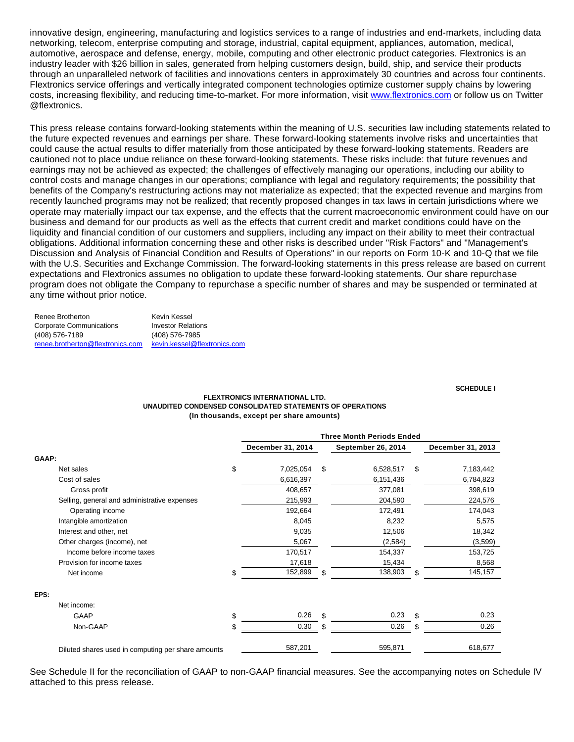innovative design, engineering, manufacturing and logistics services to a range of industries and end-markets, including data networking, telecom, enterprise computing and storage, industrial, capital equipment, appliances, automation, medical, automotive, aerospace and defense, energy, mobile, computing and other electronic product categories. Flextronics is an industry leader with $26 billion in sales, generated from helping customers design, build, ship, and service their products through an unparalleled network of facilities and innovations centers in approximately 30 countries and across four continents. Flextronics service offerings and vertically integrated component technologies optimize customer supply chains by lowering costs, increasing flexibility, and reducing time-to-market. For more information, visit www.flextronics.com or follow us on Twitter @flextronics.

This press release contains forward-looking statements within the meaning of U.S. securities law including statements related to the future expected revenues and earnings per share. These forward-looking statements involve risks and uncertainties that could cause the actual results to differ materially from those anticipated by these forward-looking statements. Readers are cautioned not to place undue reliance on these forward-looking statements. These risks include: that future revenues and earnings may not be achieved as expected; the challenges of effectively managing our operations, including our ability to control costs and manage changes in our operations; compliance with legal and regulatory requirements; the possibility that benefits of the Company's restructuring actions may not materialize as expected; that the expected revenue and margins from recently launched programs may not be realized; that recently proposed changes in tax laws in certain jurisdictions where we operate may materially impact our tax expense, and the effects that the current macroeconomic environment could have on our business and demand for our products as well as the effects that current credit and market conditions could have on the liquidity and financial condition of our customers and suppliers, including any impact on their ability to meet their contractual obligations. Additional information concerning these and other risks is described under "Risk Factors" and "Management's Discussion and Analysis of Financial Condition and Results of Operations" in our reports on Form 10-K and 10-Q that we file with the U.S. Securities and Exchange Commission. The forward-looking statements in this press release are based on current expectations and Flextronics assumes no obligation to update these forward-looking statements. Our share repurchase program does not obligate the Company to repurchase a specific number of shares and may be suspended or terminated at any time without prior notice.

| | |
|---|---|
| Renee Brotherton | Kevin Kessel |
| Corporate Communications | Investor Relations |
| (408) 576-7189 | (408) 576-7985 |
| renee.brotherton@flextronics.com | kevin.kessel@flextronics.com |

**SCHEDULE I**

**FLEXTRONICS INTERNATIONAL LTD.**
**UNAUDITED CONDENSED CONSOLIDATED STATEMENTS OF OPERATIONS**
**(In thousands, except per share amounts)**

| | Three Month Periods Ended | | |
|---|---|---|---|
| | December 31, 2014 | September 26, 2014 | December 31, 2013 |
| **GAAP:** | | | |
| Net sales | $ 7,025,054 | $ 6,528,517 | $ 7,183,442 |
| Cost of sales | 6,616,397 | 6,151,436 | 6,784,823 |
| Gross profit | 408,657 | 377,081 | 398,619 |
| Selling, general and administrative expenses | 215,993 | 204,590 | 224,576 |
| Operating income | 192,664 | 172,491 | 174,043 |
| Intangible amortization | 8,045 | 8,232 | 5,575 |
| Interest and other, net | 9,035 | 12,506 | 18,342 |
| Other charges (income), net | 5,067 | (2,584) | (3,599) |
| Income before income taxes | 170,517 | 154,337 | 153,725 |
| Provision for income taxes | 17,618 | 15,434 | 8,568 |
| Net income | $ 152,899 | $ 138,903 | $ 145,157 |
| **EPS:** | | | |
| Net income: | | | |
| GAAP | $ 0.26 | $ 0.23 | $ 0.23 |
| Non-GAAP | $ 0.30 | $ 0.26 | $ 0.26 |
| Diluted shares used in computing per share amounts | 587,201 | 595,871 | 618,677 |

See Schedule II for the reconciliation of GAAP to non-GAAP financial measures. See the accompanying notes on Schedule IV attached to this press release.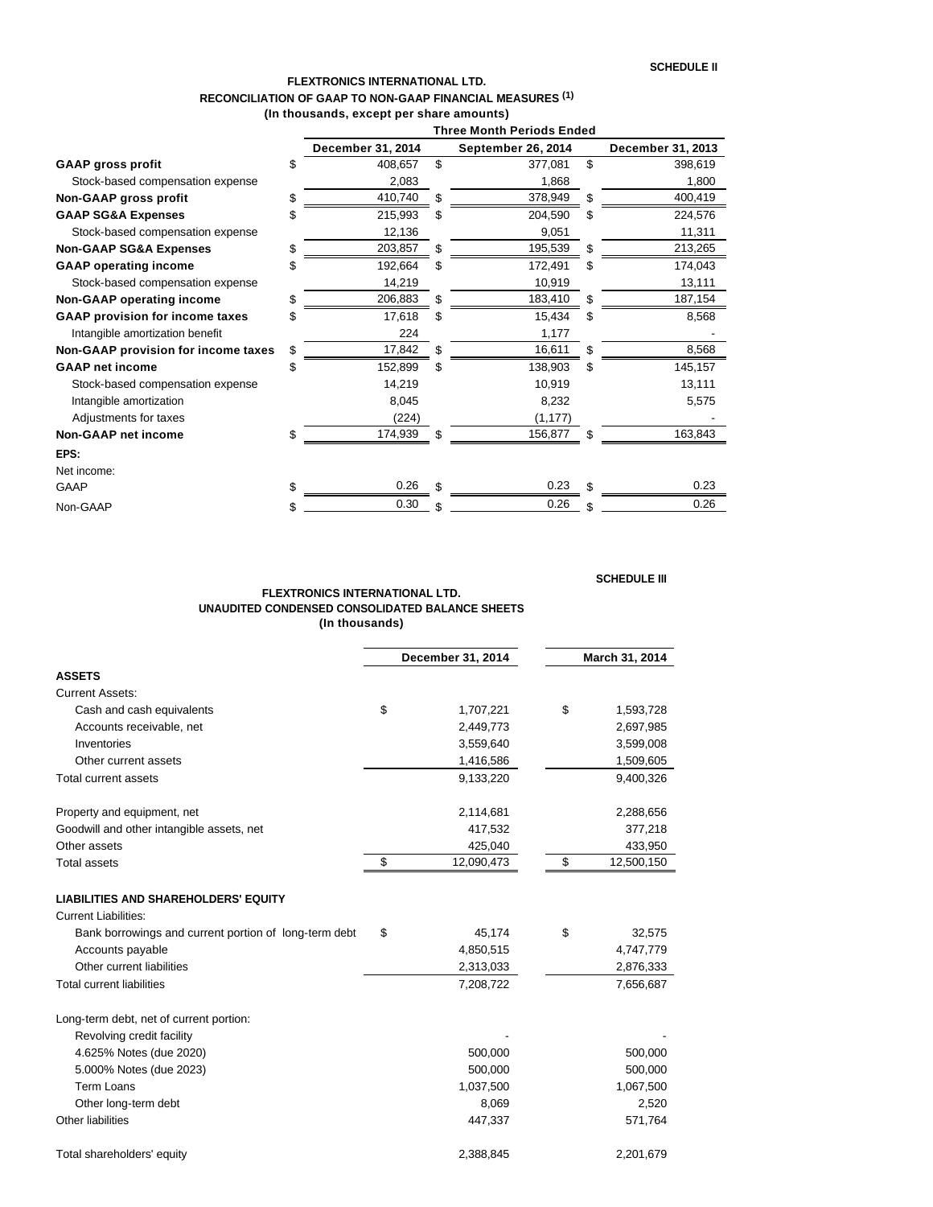SCHEDULE II

**FLEXTRONICS INTERNATIONAL LTD.**
**RECONCILIATION OF GAAP TO NON-GAAP FINANCIAL MEASURES (1)**
**(In thousands, except per share amounts)**

| | Three Month Periods Ended | | |
|---|---|---|---|
| | December 31, 2014 | September 26, 2014 | December 31, 2013 |
| **GAAP gross profit** | $ 408,657 | $ 377,081 | $ 398,619 |
| Stock-based compensation expense | 2,083 | 1,868 | 1,800 |
| **Non-GAAP gross profit** | $ 410,740 | $ 378,949 | $ 400,419 |
| **GAAP SG&A Expenses** | $ 215,993 | $ 204,590 | $ 224,576 |
| Stock-based compensation expense | 12,136 | 9,051 | 11,311 |
| **Non-GAAP SG&A Expenses** | $ 203,857 | $ 195,539 | $ 213,265 |
| **GAAP operating income** | $ 192,664 | $ 172,491 | $ 174,043 |
| Stock-based compensation expense | 14,219 | 10,919 | 13,111 |
| **Non-GAAP operating income** | $ 206,883 | $ 183,410 | $ 187,154 |
| **GAAP provision for income taxes** | $ 17,618 | $ 15,434 | $ 8,568 |
| Intangible amortization benefit | 224 | 1,177 | - |
| **Non-GAAP provision for income taxes** | $ 17,842 | $ 16,611 | $ 8,568 |
| **GAAP net income** | $ 152,899 | $ 138,903 | $ 145,157 |
| Stock-based compensation expense | 14,219 | 10,919 | 13,111 |
| Intangible amortization | 8,045 | 8,232 | 5,575 |
| Adjustments for taxes | (224) | (1,177) | - |
| **Non-GAAP net income** | $ 174,939 | $ 156,877 | $ 163,843 |
| **EPS:** | | | |
| Net income: | | | |
| GAAP | $ 0.26 | $ 0.23 | $ 0.23 |
| Non-GAAP | $ 0.30 | $ 0.26 | $ 0.26 |

SCHEDULE III

**FLEXTRONICS INTERNATIONAL LTD.**
**UNAUDITED CONDENSED CONSOLIDATED BALANCE SHEETS**
**(In thousands)**

| | December 31, 2014 | March 31, 2014 |
|---|---|---|
| **ASSETS** | | |
| Current Assets: | | |
| Cash and cash equivalents | $ 1,707,221 | $ 1,593,728 |
| Accounts receivable, net | 2,449,773 | 2,697,985 |
| Inventories | 3,559,640 | 3,599,008 |
| Other current assets | 1,416,586 | 1,509,605 |
| Total current assets | 9,133,220 | 9,400,326 |
| | | |
| Property and equipment, net | 2,114,681 | 2,288,656 |
| Goodwill and other intangible assets, net | 417,532 | 377,218 |
| Other assets | 425,040 | 433,950 |
| Total assets | $ 12,090,473 | $ 12,500,150 |
| | | |
| **LIABILITIES AND SHAREHOLDERS' EQUITY** | | |
| Current Liabilities: | | |
| Bank borrowings and current portion of long-term debt | $ 45,174 | $ 32,575 |
| Accounts payable | 4,850,515 | 4,747,779 |
| Other current liabilities | 2,313,033 | 2,876,333 |
| Total current liabilities | 7,208,722 | 7,656,687 |
| | | |
| Long-term debt, net of current portion: | | |
| Revolving credit facility | - | - |
| 4.625% Notes (due 2020) | 500,000 | 500,000 |
| 5.000% Notes (due 2023) | 500,000 | 500,000 |
| Term Loans | 1,037,500 | 1,067,500 |
| Other long-term debt | 8,069 | 2,520 |
| Other liabilities | 447,337 | 571,764 |
| | | |
| Total shareholders' equity | 2,388,845 | 2,201,679 |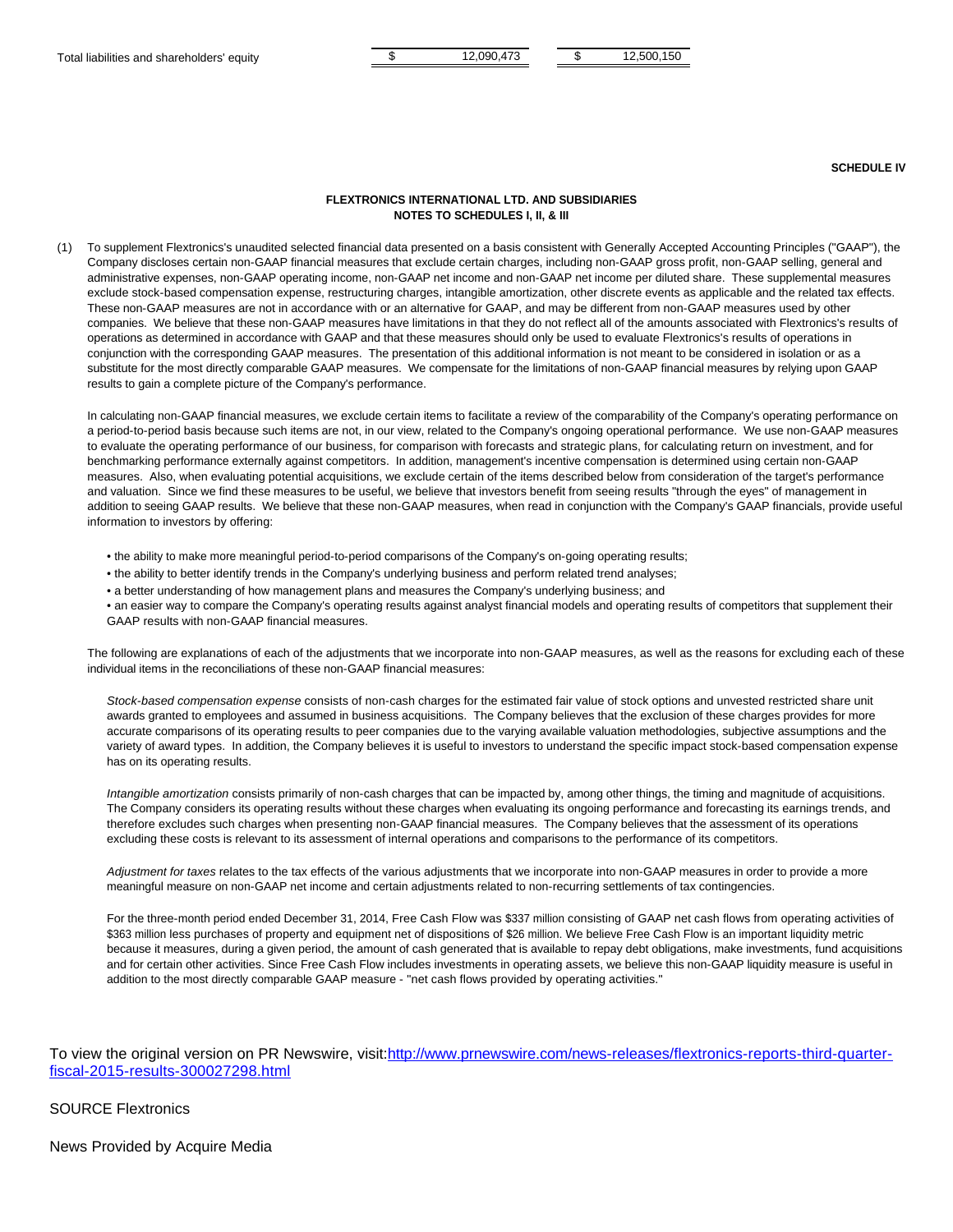| | | |
|---|---|---|
| Total liabilities and shareholders' equity | $ 12,090,473 | $ 12,500,150 |

**SCHEDULE IV**

**FLEXTRONICS INTERNATIONAL LTD. AND SUBSIDIARIES**
**NOTES TO SCHEDULES I, II, & III**

(1) To supplement Flextronics's unaudited selected financial data presented on a basis consistent with Generally Accepted Accounting Principles ("GAAP"), the Company discloses certain non-GAAP financial measures that exclude certain charges, including non-GAAP gross profit, non-GAAP selling, general and administrative expenses, non-GAAP operating income, non-GAAP net income and non-GAAP net income per diluted share. These supplemental measures exclude stock-based compensation expense, restructuring charges, intangible amortization, other discrete events as applicable and the related tax effects. These non-GAAP measures are not in accordance with or an alternative for GAAP, and may be different from non-GAAP measures used by other companies. We believe that these non-GAAP measures have limitations in that they do not reflect all of the amounts associated with Flextronics's results of operations as determined in accordance with GAAP and that these measures should only be used to evaluate Flextronics's results of operations in conjunction with the corresponding GAAP measures. The presentation of this additional information is not meant to be considered in isolation or as a substitute for the most directly comparable GAAP measures. We compensate for the limitations of non-GAAP financial measures by relying upon GAAP results to gain a complete picture of the Company's performance.

In calculating non-GAAP financial measures, we exclude certain items to facilitate a review of the comparability of the Company's operating performance on a period-to-period basis because such items are not, in our view, related to the Company's ongoing operational performance. We use non-GAAP measures to evaluate the operating performance of our business, for comparison with forecasts and strategic plans, for calculating return on investment, and for benchmarking performance externally against competitors. In addition, management's incentive compensation is determined using certain non-GAAP measures. Also, when evaluating potential acquisitions, we exclude certain of the items described below from consideration of the target's performance and valuation. Since we find these measures to be useful, we believe that investors benefit from seeing results "through the eyes" of management in addition to seeing GAAP results. We believe that these non-GAAP measures, when read in conjunction with the Company's GAAP financials, provide useful information to investors by offering:

- the ability to make more meaningful period-to-period comparisons of the Company's on-going operating results;
- the ability to better identify trends in the Company's underlying business and perform related trend analyses;
- a better understanding of how management plans and measures the Company's underlying business; and
- an easier way to compare the Company's operating results against analyst financial models and operating results of competitors that supplement their GAAP results with non-GAAP financial measures.

The following are explanations of each of the adjustments that we incorporate into non-GAAP measures, as well as the reasons for excluding each of these individual items in the reconciliations of these non-GAAP financial measures:

*Stock-based compensation expense* consists of non-cash charges for the estimated fair value of stock options and unvested restricted share unit awards granted to employees and assumed in business acquisitions. The Company believes that the exclusion of these charges provides for more accurate comparisons of its operating results to peer companies due to the varying available valuation methodologies, subjective assumptions and the variety of award types. In addition, the Company believes it is useful to investors to understand the specific impact stock-based compensation expense has on its operating results.

*Intangible amortization* consists primarily of non-cash charges that can be impacted by, among other things, the timing and magnitude of acquisitions. The Company considers its operating results without these charges when evaluating its ongoing performance and forecasting its earnings trends, and therefore excludes such charges when presenting non-GAAP financial measures. The Company believes that the assessment of its operations excluding these costs is relevant to its assessment of internal operations and comparisons to the performance of its competitors.

*Adjustment for taxes* relates to the tax effects of the various adjustments that we incorporate into non-GAAP measures in order to provide a more meaningful measure on non-GAAP net income and certain adjustments related to non-recurring settlements of tax contingencies.

For the three-month period ended December 31, 2014, Free Cash Flow was $337 million consisting of GAAP net cash flows from operating activities of $363 million less purchases of property and equipment net of dispositions of $26 million. We believe Free Cash Flow is an important liquidity metric because it measures, during a given period, the amount of cash generated that is available to repay debt obligations, make investments, fund acquisitions and for certain other activities. Since Free Cash Flow includes investments in operating assets, we believe this non-GAAP liquidity measure is useful in addition to the most directly comparable GAAP measure - "net cash flows provided by operating activities."

To view the original version on PR Newswire, visit:http://www.prnewswire.com/news-releases/flextronics-reports-third-quarter-fiscal-2015-results-300027298.html

SOURCE Flextronics

News Provided by Acquire Media